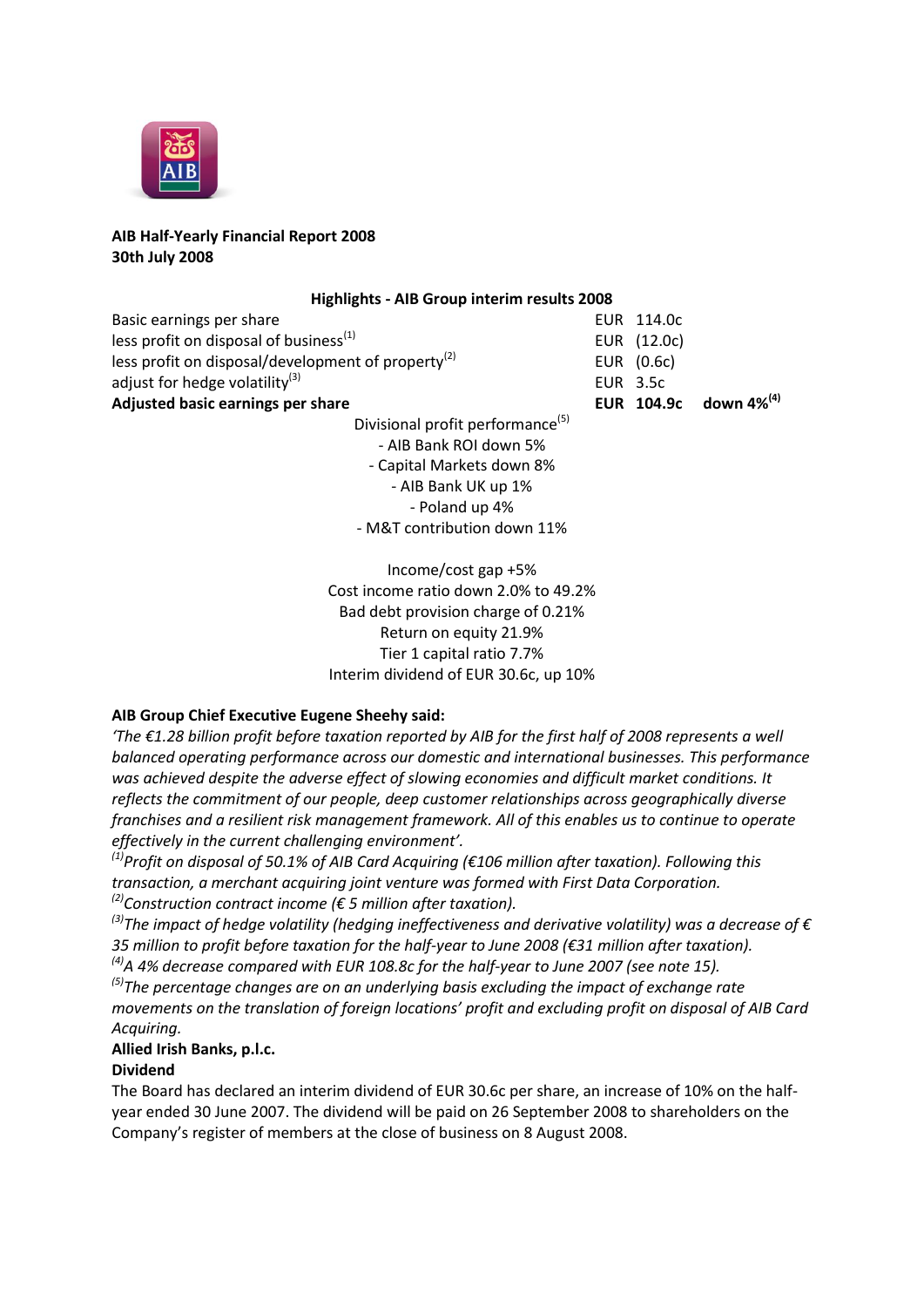**AIB Half-Yearly Financial Report 2008**
**30th July 2008**

**Highlights - AIB Group interim results 2008**

| | | |
|---|---|---|
| Basic earnings per share | EUR 114.0c | |
| less profit on disposal of business[1] | EUR (12.0c) | |
| less profit on disposal/development of property[2] | EUR (0.6c) | |
| adjust for hedge volatility[3] | EUR 3.5c | |
| **Adjusted basic earnings per share** | **EUR 104.9c** | **down 4%[4]** |

Divisional profit performance[5]
- AIB Bank ROI down 5%
- Capital Markets down 8%
- AIB Bank UK up 1%
- Poland up 4%
- M&T contribution down 11%

Income/cost gap +5%
Cost income ratio down 2.0% to 49.2%
Bad debt provision charge of 0.21%
Return on equity 21.9%
Tier 1 capital ratio 7.7%
Interim dividend of EUR 30.6c, up 10%

**AIB Group Chief Executive Eugene Sheehy said:**

*'The €1.28 billion profit before taxation reported by AIB for the first half of 2008 represents a well balanced operating performance across our domestic and international businesses. This performance was achieved despite the adverse effect of slowing economies and difficult market conditions. It reflects the commitment of our people, deep customer relationships across geographically diverse franchises and a resilient risk management framework. All of this enables us to continue to operate effectively in the current challenging environment'.*

*[1] Profit on disposal of 50.1% of AIB Card Acquiring (€106 million after taxation). Following this transaction, a merchant acquiring joint venture was formed with First Data Corporation.*

*[2] Construction contract income (€ 5 million after taxation).*

*[3] The impact of hedge volatility (hedging ineffectiveness and derivative volatility) was a decrease of € 35 million to profit before taxation for the half-year to June 2008 (€31 million after taxation).*

*[4] A 4% decrease compared with EUR 108.8c for the half-year to June 2007 (see note 15).*

*[5] The percentage changes are on an underlying basis excluding the impact of exchange rate movements on the translation of foreign locations' profit and excluding profit on disposal of AIB Card Acquiring.*

**Allied Irish Banks, p.l.c.**

**Dividend**

The Board has declared an interim dividend of EUR 30.6c per share, an increase of 10% on the half-year ended 30 June 2007. The dividend will be paid on 26 September 2008 to shareholders on the Company's register of members at the close of business on 8 August 2008.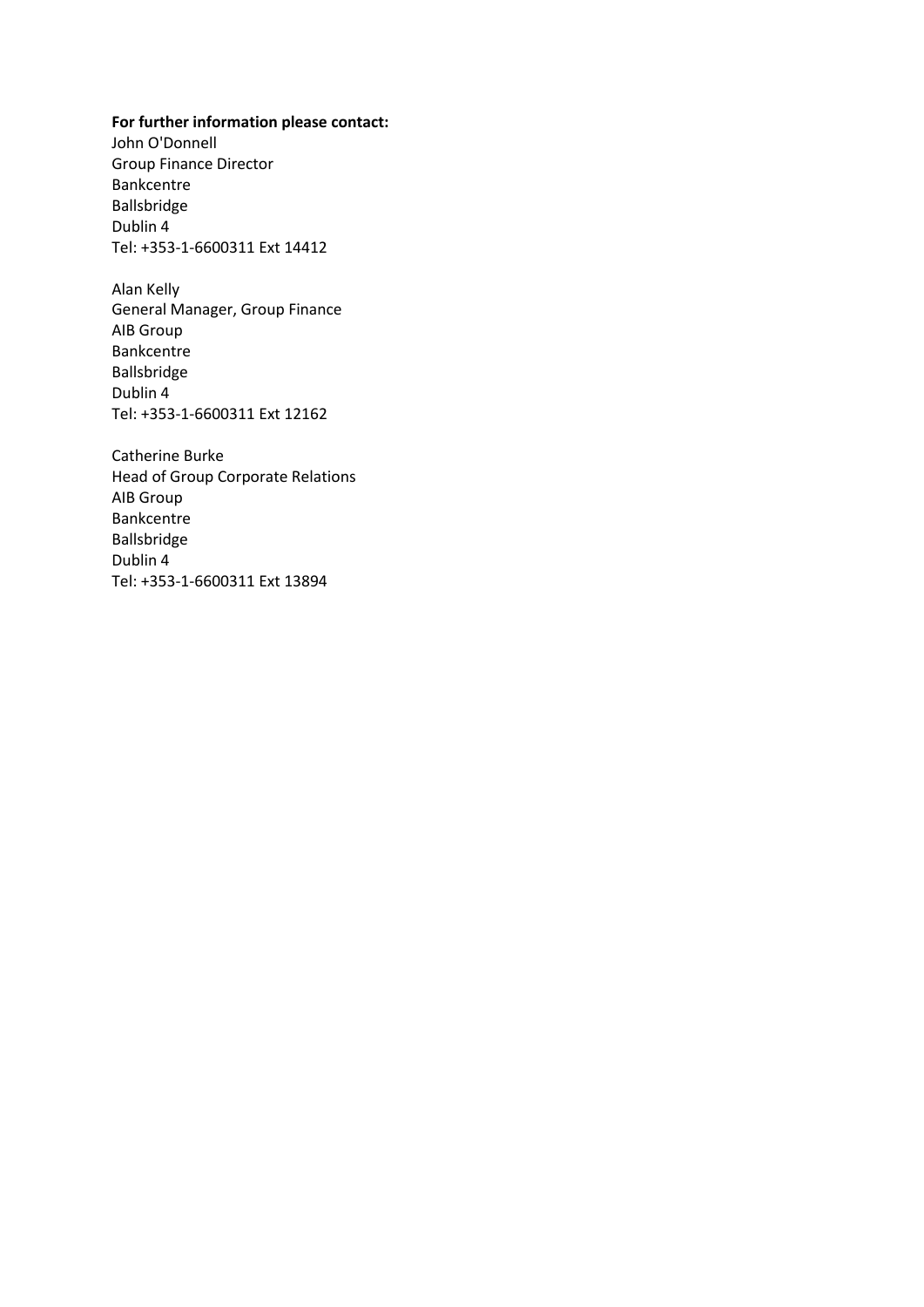**For further information please contact:**
John O'Donnell
Group Finance Director
Bankcentre
Ballsbridge
Dublin 4
Tel: +353-1-6600311 Ext 14412

Alan Kelly
General Manager, Group Finance
AIB Group
Bankcentre
Ballsbridge
Dublin 4
Tel: +353-1-6600311 Ext 12162

Catherine Burke
Head of Group Corporate Relations
AIB Group
Bankcentre
Ballsbridge
Dublin 4
Tel: +353-1-6600311 Ext 13894